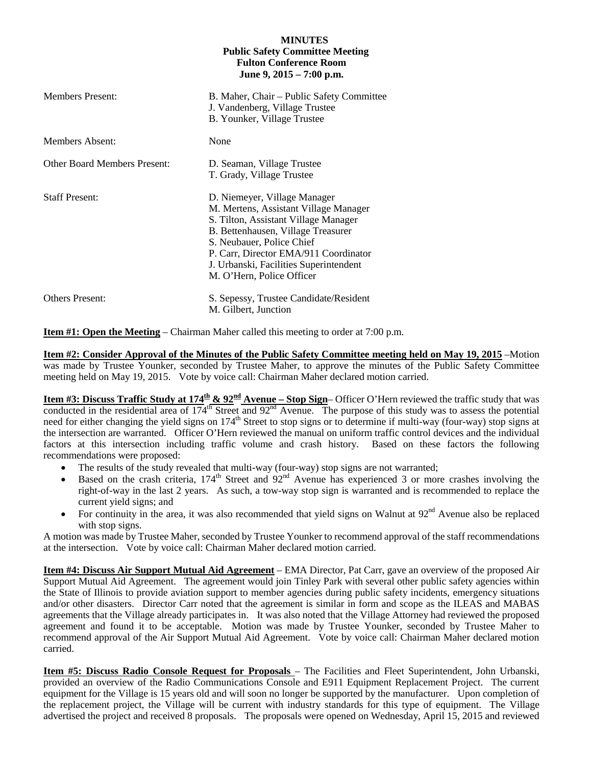**MINUTES**
**Public Safety Committee Meeting**
**Fulton Conference Room**
**June 9, 2015 – 7:00 p.m.**

| | |
|---|---|
| Members Present: | B. Maher, Chair – Public Safety Committee<br>J. Vandenberg, Village Trustee<br>B. Younker, Village Trustee |
| Members Absent: | None |
| Other Board Members Present: | D. Seaman, Village Trustee<br>T. Grady, Village Trustee |
| Staff Present: | D. Niemeyer, Village Manager<br>M. Mertens, Assistant Village Manager<br>S. Tilton, Assistant Village Manager<br>B. Bettenhausen, Village Treasurer<br>S. Neubauer, Police Chief<br>P. Carr, Director EMA/911 Coordinator<br>J. Urbanski, Facilities Superintendent<br>M. O'Hern, Police Officer |
| Others Present: | S. Sepessy, Trustee Candidate/Resident<br>M. Gilbert, Junction |

**Item #1: Open the Meeting** – Chairman Maher called this meeting to order at 7:00 p.m.

**Item #2: Consider Approval of the Minutes of the Public Safety Committee meeting held on May 19, 2015** –Motion was made by Trustee Younker, seconded by Trustee Maher, to approve the minutes of the Public Safety Committee meeting held on May 19, 2015. Vote by voice call: Chairman Maher declared motion carried.

**Item #3: Discuss Traffic Study at 174th & 92nd Avenue – Stop Sign**– Officer O'Hern reviewed the traffic study that was conducted in the residential area of 174th Street and 92nd Avenue. The purpose of this study was to assess the potential need for either changing the yield signs on 174th Street to stop signs or to determine if multi-way (four-way) stop signs at the intersection are warranted. Officer O'Hern reviewed the manual on uniform traffic control devices and the individual factors at this intersection including traffic volume and crash history. Based on these factors the following recommendations were proposed:

- The results of the study revealed that multi-way (four-way) stop signs are not warranted;
- Based on the crash criteria, 174th Street and 92nd Avenue has experienced 3 or more crashes involving the right-of-way in the last 2 years. As such, a tow-way stop sign is warranted and is recommended to replace the current yield signs; and
- For continuity in the area, it was also recommended that yield signs on Walnut at 92nd Avenue also be replaced with stop signs.

A motion was made by Trustee Maher, seconded by Trustee Younker to recommend approval of the staff recommendations at the intersection. Vote by voice call: Chairman Maher declared motion carried.

**Item #4: Discuss Air Support Mutual Aid Agreement** – EMA Director, Pat Carr, gave an overview of the proposed Air Support Mutual Aid Agreement. The agreement would join Tinley Park with several other public safety agencies within the State of Illinois to provide aviation support to member agencies during public safety incidents, emergency situations and/or other disasters. Director Carr noted that the agreement is similar in form and scope as the ILEAS and MABAS agreements that the Village already participates in. It was also noted that the Village Attorney had reviewed the proposed agreement and found it to be acceptable. Motion was made by Trustee Younker, seconded by Trustee Maher to recommend approval of the Air Support Mutual Aid Agreement. Vote by voice call: Chairman Maher declared motion carried.

**Item #5: Discuss Radio Console Request for Proposals** – The Facilities and Fleet Superintendent, John Urbanski, provided an overview of the Radio Communications Console and E911 Equipment Replacement Project. The current equipment for the Village is 15 years old and will soon no longer be supported by the manufacturer. Upon completion of the replacement project, the Village will be current with industry standards for this type of equipment. The Village advertised the project and received 8 proposals. The proposals were opened on Wednesday, April 15, 2015 and reviewed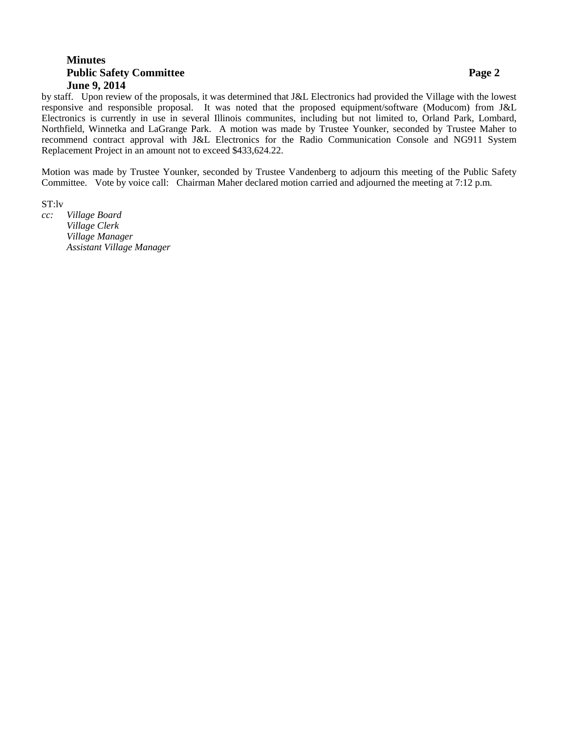by staff. Upon review of the proposals, it was determined that J&L Electronics had provided the Village with the lowest responsive and responsible proposal. It was noted that the proposed equipment/software (Moducom) from J&L Electronics is currently in use in several Illinois communites, including but not limited to, Orland Park, Lombard, Northfield, Winnetka and LaGrange Park. A motion was made by Trustee Younker, seconded by Trustee Maher to recommend contract approval with J&L Electronics for the Radio Communication Console and NG911 System Replacement Project in an amount not to exceed $433,624.22.

Motion was made by Trustee Younker, seconded by Trustee Vandenberg to adjourn this meeting of the Public Safety Committee. Vote by voice call: Chairman Maher declared motion carried and adjourned the meeting at 7:12 p.m.

ST:lv

*cc: Village Board*
*Village Clerk*
*Village Manager*
*Assistant Village Manager*